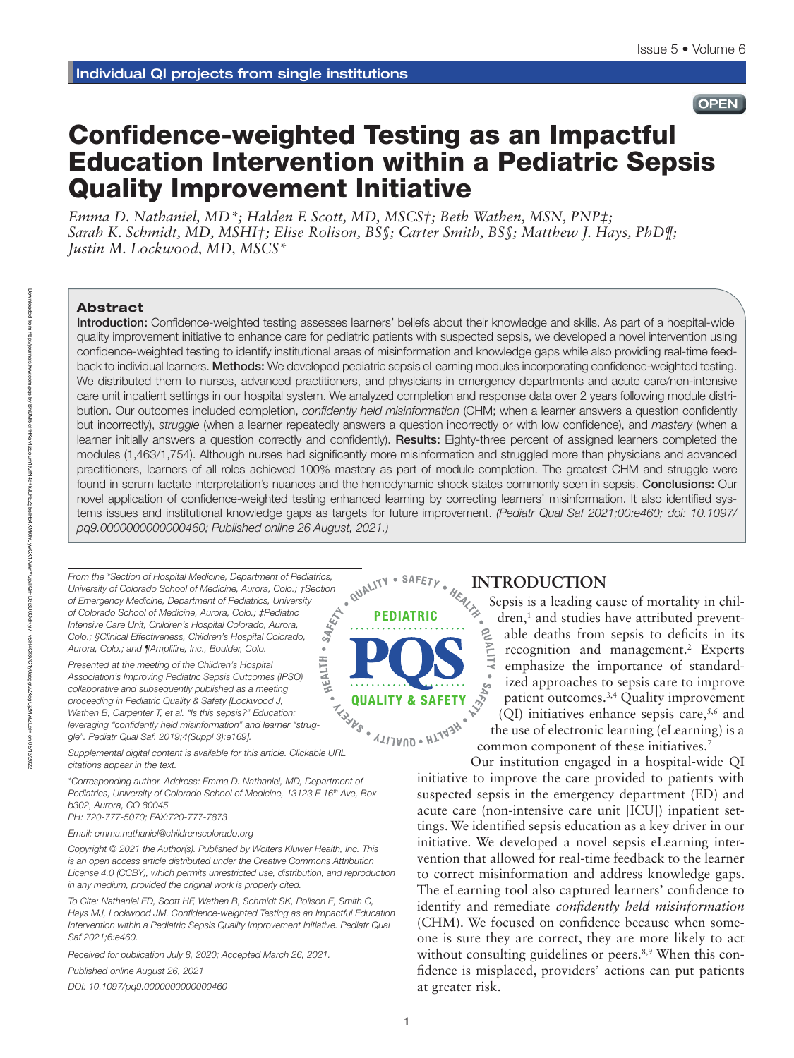Individual QI projects from single institutions

OPEN

# Confidence-weighted Testing as an Impactful Education Intervention within a Pediatric Sepsis Quality Improvement Initiative

*Emma D. Nathaniel, MD\*; Halden F. Scott, MD, MSCS†; Beth Wathen, MSN, PNP‡; Sarah K. Schmidt, MD, MSHI†; Elise Rolison, BS§; Carter Smith, BS§; Matthew J. Hays, PhD¶; Justin M. Lockwood, MD, MSCS\**

### Abstract

**Introduction:** Confidence-weighted testing assesses learners' beliefs about their knowledge and skills. As part of a hospital-wide quality improvement initiative to enhance care for pediatric patients with suspected sepsis, we developed a novel intervention using confidence-weighted testing to identify institutional areas of misinformation and knowledge gaps while also providing real-time feedback to individual learners. **Methods:** We developed pediatric sepsis eLearning modules incorporating confidence-weighted testing. We distributed them to nurses, advanced practitioners, and physicians in emergency departments and acute care/non-intensive care unit inpatient settings in our hospital system. We analyzed completion and response data over 2 years following module distribution. Our outcomes included completion, *confidently held misinformation* (CHM; when a learner answers a question confidently but incorrectly), *struggle* (when a learner repeatedly answers a question incorrectly or with low confidence), and *mastery* (when a learner initially answers a question correctly and confidently). **Results:** Eighty-three percent of assigned learners completed the modules (1,463/1,754). Although nurses had significantly more misinformation and struggled more than physicians and advanced practitioners, learners of all roles achieved 100% mastery as part of module completion. The greatest CHM and struggle were found in serum lactate interpretation's nuances and the hemodynamic shock states commonly seen in sepsis. **Conclusions:** Our novel application of confidence-weighted testing enhanced learning by correcting learners' misinformation. It also identified systems issues and institutional knowledge gaps as targets for future improvement. *(Pediatr Qual Saf 2021;00:e460; doi: 10.1097/pq9.0000000000000460; Published online 26 August, 2021.)*

## INTRODUCTION

Sepsis is a leading cause of mortality in children,[1] and studies have attributed preventable deaths from sepsis to deficits in its recognition and management.[2] Experts emphasize the importance of standardized approaches to sepsis care to improve patient outcomes.[3,4] Quality improvement (QI) initiatives enhance sepsis care,[5,6] and the use of electronic learning (eLearning) is a common component of these initiatives.[7]

Our institution engaged in a hospital-wide QI initiative to improve the care provided to patients with suspected sepsis in the emergency department (ED) and acute care (non-intensive care unit [ICU]) inpatient settings. We identified sepsis education as a key driver in our initiative. We developed a novel sepsis eLearning intervention that allowed for real-time feedback to the learner to correct misinformation and address knowledge gaps. The eLearning tool also captured learners' confidence to identify and remediate *confidently held misinformation* (CHM). We focused on confidence because when someone is sure they are correct, they are more likely to act without consulting guidelines or peers.[8,9] When this confidence is misplaced, providers' actions can put patients at greater risk.

---

From the \*Section of Hospital Medicine, Department of Pediatrics, University of Colorado School of Medicine, Aurora, Colo.; †Section of Emergency Medicine, Department of Pediatrics, University of Colorado School of Medicine, Aurora, Colo.; ‡Pediatric Intensive Care Unit, Children's Hospital Colorado, Aurora, Colo.; §Clinical Effectiveness, Children's Hospital Colorado, Aurora, Colo.; and ¶Amplifire, Inc., Boulder, Colo.

Presented at the meeting of the Children's Hospital Association's Improving Pediatric Sepsis Outcomes (IPSO) collaborative and subsequently published as a meeting proceeding in Pediatric Quality & Safety [Lockwood J, Wathen B, Carpenter T, et al. "Is this sepsis?" Education: leveraging "confidently held misinformation" and learner "struggle". Pediatr Qual Saf. 2019;4(Suppl 3):e169].

Supplemental digital content is available for this article. Clickable URL citations appear in the text.

\*Corresponding author. Address: Emma D. Nathaniel, MD, Department of Pediatrics, University of Colorado School of Medicine, 13123 E 16th Ave, Box b302, Aurora, CO 80045
PH: 720-777-5070; FAX:720-777-7873

Email: emma.nathaniel@childrenscolorado.org

Copyright © 2021 the Author(s). Published by Wolters Kluwer Health, Inc. This is an open access article distributed under the Creative Commons Attribution License 4.0 (CCBY), which permits unrestricted use, distribution, and reproduction in any medium, provided the original work is properly cited.

To Cite: Nathaniel ED, Scott HF, Wathen B, Schmidt SK, Rolison E, Smith C, Hays MJ, Lockwood JM. Confidence-weighted Testing as an Impactful Education Intervention within a Pediatric Sepsis Quality Improvement Initiative. Pediatr Qual Saf 2021;6:e460.

Received for publication July 8, 2020; Accepted March 26, 2021.

Published online August 26, 2021

DOI: 10.1097/pq9.0000000000000460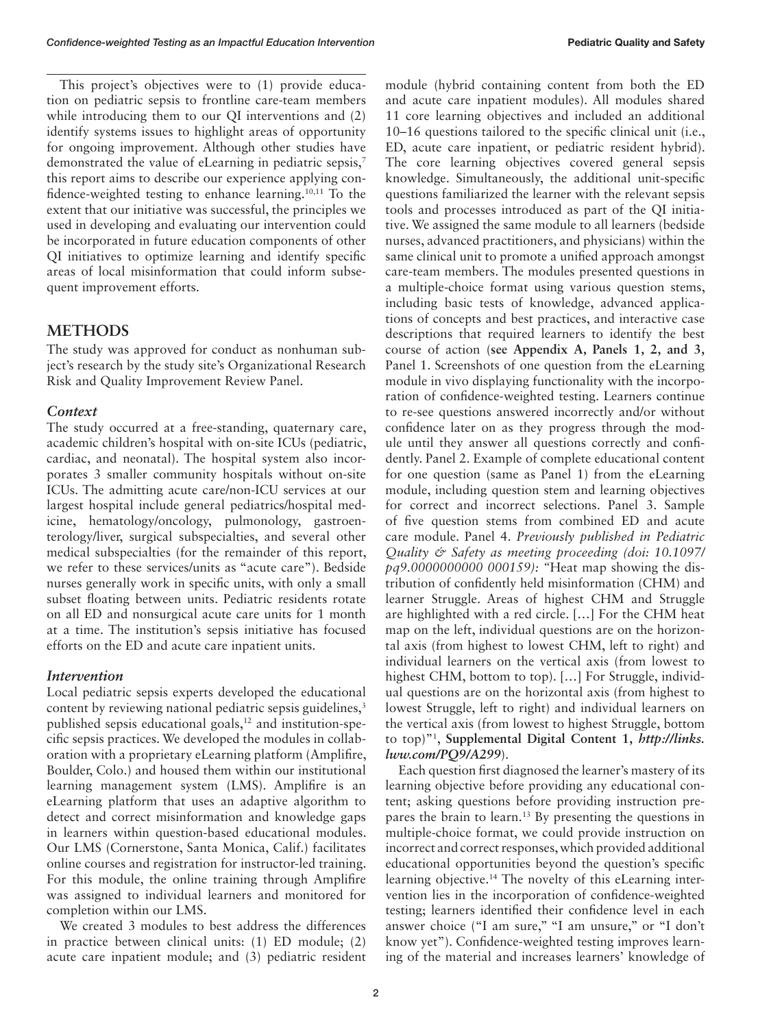This project's objectives were to (1) provide education on pediatric sepsis to frontline care-team members while introducing them to our QI interventions and (2) identify systems issues to highlight areas of opportunity for ongoing improvement. Although other studies have demonstrated the value of eLearning in pediatric sepsis,[7] this report aims to describe our experience applying confidence-weighted testing to enhance learning.[10,11] To the extent that our initiative was successful, the principles we used in developing and evaluating our intervention could be incorporated in future education components of other QI initiatives to optimize learning and identify specific areas of local misinformation that could inform subsequent improvement efforts.

## METHODS

The study was approved for conduct as nonhuman subject's research by the study site's Organizational Research Risk and Quality Improvement Review Panel.

### Context

The study occurred at a free-standing, quaternary care, academic children's hospital with on-site ICUs (pediatric, cardiac, and neonatal). The hospital system also incorporates 3 smaller community hospitals without on-site ICUs. The admitting acute care/non-ICU services at our largest hospital include general pediatrics/hospital medicine, hematology/oncology, pulmonology, gastroenterology/liver, surgical subspecialties, and several other medical subspecialties (for the remainder of this report, we refer to these services/units as "acute care"). Bedside nurses generally work in specific units, with only a small subset floating between units. Pediatric residents rotate on all ED and nonsurgical acute care units for 1 month at a time. The institution's sepsis initiative has focused efforts on the ED and acute care inpatient units.

### Intervention

Local pediatric sepsis experts developed the educational content by reviewing national pediatric sepsis guidelines,[3] published sepsis educational goals,[12] and institution-specific sepsis practices. We developed the modules in collaboration with a proprietary eLearning platform (Amplifire, Boulder, Colo.) and housed them within our institutional learning management system (LMS). Amplifire is an eLearning platform that uses an adaptive algorithm to detect and correct misinformation and knowledge gaps in learners within question-based educational modules. Our LMS (Cornerstone, Santa Monica, Calif.) facilitates online courses and registration for instructor-led training. For this module, the online training through Amplifire was assigned to individual learners and monitored for completion within our LMS.

We created 3 modules to best address the differences in practice between clinical units: (1) ED module; (2) acute care inpatient module; and (3) pediatric resident module (hybrid containing content from both the ED and acute care inpatient modules). All modules shared 11 core learning objectives and included an additional 10–16 questions tailored to the specific clinical unit (i.e., ED, acute care inpatient, or pediatric resident hybrid). The core learning objectives covered general sepsis knowledge. Simultaneously, the additional unit-specific questions familiarized the learner with the relevant sepsis tools and processes introduced as part of the QI initiative. We assigned the same module to all learners (bedside nurses, advanced practitioners, and physicians) within the same clinical unit to promote a unified approach amongst care-team members. The modules presented questions in a multiple-choice format using various question stems, including basic tests of knowledge, advanced applications of concepts and best practices, and interactive case descriptions that required learners to identify the best course of action (**see Appendix A, Panels 1, 2, and 3,** Panel 1. Screenshots of one question from the eLearning module in vivo displaying functionality with the incorporation of confidence-weighted testing. Learners continue to re-see questions answered incorrectly and/or without confidence later on as they progress through the module until they answer all questions correctly and confidently. Panel 2. Example of complete educational content for one question (same as Panel 1) from the eLearning module, including question stem and learning objectives for correct and incorrect selections. Panel 3. Sample of five question stems from combined ED and acute care module. Panel 4. *Previously published in Pediatric Quality & Safety as meeting proceeding (doi: 10.1097/pq9.0000000000 000159):* "Heat map showing the distribution of confidently held misinformation (CHM) and learner Struggle. Areas of highest CHM and Struggle are highlighted with a red circle. […] For the CHM heat map on the left, individual questions are on the horizontal axis (from highest to lowest CHM, left to right) and individual learners on the vertical axis (from lowest to highest CHM, bottom to top). […] For Struggle, individual questions are on the horizontal axis (from highest to lowest Struggle, left to right) and individual learners on the vertical axis (from lowest to highest Struggle, bottom to top)"[1], **Supplemental Digital Content 1,** ***http://links.lww.com/PQ9/A299***).

Each question first diagnosed the learner's mastery of its learning objective before providing any educational content; asking questions before providing instruction prepares the brain to learn.[13] By presenting the questions in multiple-choice format, we could provide instruction on incorrect and correct responses, which provided additional educational opportunities beyond the question's specific learning objective.[14] The novelty of this eLearning intervention lies in the incorporation of confidence-weighted testing; learners identified their confidence level in each answer choice ("I am sure," "I am unsure," or "I don't know yet"). Confidence-weighted testing improves learning of the material and increases learners' knowledge of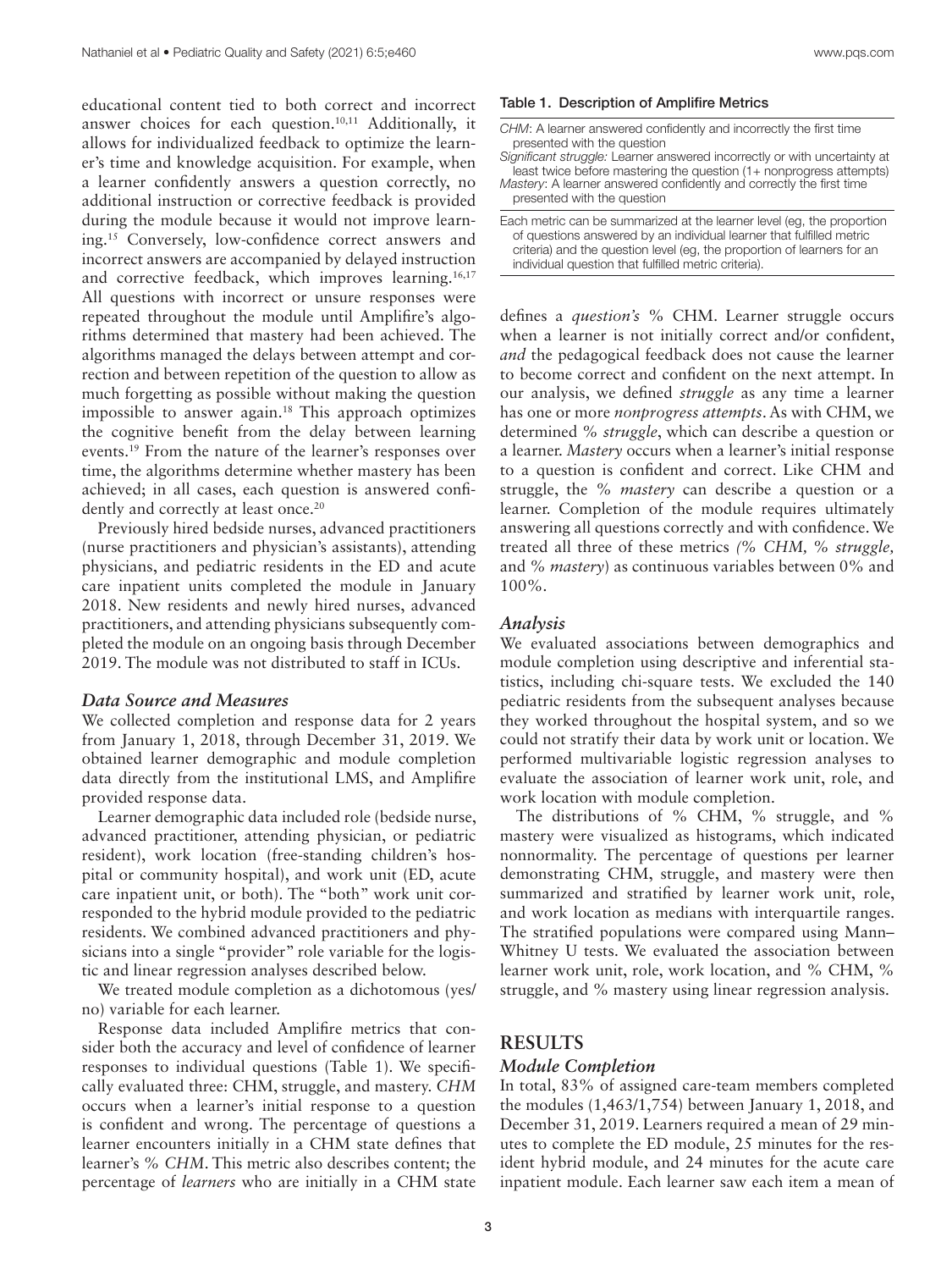educational content tied to both correct and incorrect answer choices for each question.[10,11] Additionally, it allows for individualized feedback to optimize the learner's time and knowledge acquisition. For example, when a learner confidently answers a question correctly, no additional instruction or corrective feedback is provided during the module because it would not improve learning.[15] Conversely, low-confidence correct answers and incorrect answers are accompanied by delayed instruction and corrective feedback, which improves learning.[16,17] All questions with incorrect or unsure responses were repeated throughout the module until Amplifire's algorithms determined that mastery had been achieved. The algorithms managed the delays between attempt and correction and between repetition of the question to allow as much forgetting as possible without making the question impossible to answer again.[18] This approach optimizes the cognitive benefit from the delay between learning events.[19] From the nature of the learner's responses over time, the algorithms determine whether mastery has been achieved; in all cases, each question is answered confidently and correctly at least once.[20]

Previously hired bedside nurses, advanced practitioners (nurse practitioners and physician's assistants), attending physicians, and pediatric residents in the ED and acute care inpatient units completed the module in January 2018. New residents and newly hired nurses, advanced practitioners, and attending physicians subsequently completed the module on an ongoing basis through December 2019. The module was not distributed to staff in ICUs.

### Data Source and Measures

We collected completion and response data for 2 years from January 1, 2018, through December 31, 2019. We obtained learner demographic and module completion data directly from the institutional LMS, and Amplifire provided response data.

Learner demographic data included role (bedside nurse, advanced practitioner, attending physician, or pediatric resident), work location (free-standing children's hospital or community hospital), and work unit (ED, acute care inpatient unit, or both). The "both" work unit corresponded to the hybrid module provided to the pediatric residents. We combined advanced practitioners and physicians into a single "provider" role variable for the logistic and linear regression analyses described below.

We treated module completion as a dichotomous (yes/no) variable for each learner.

Response data included Amplifire metrics that consider both the accuracy and level of confidence of learner responses to individual questions (Table 1). We specifically evaluated three: CHM, struggle, and mastery. *CHM* occurs when a learner's initial response to a question is confident and wrong. The percentage of questions a learner encounters initially in a CHM state defines that learner's *% CHM*. This metric also describes content; the percentage of *learners* who are initially in a CHM state defines a *question's* % CHM. Learner struggle occurs when a learner is not initially correct and/or confident, *and* the pedagogical feedback does not cause the learner to become correct and confident on the next attempt. In our analysis, we defined *struggle* as any time a learner has one or more *nonprogress attempts*. As with CHM, we determined *% struggle*, which can describe a question or a learner. *Mastery* occurs when a learner's initial response to a question is confident and correct. Like CHM and struggle, the *% mastery* can describe a question or a learner. Completion of the module requires ultimately answering all questions correctly and with confidence. We treated all three of these metrics *(% CHM, % struggle,* and *% mastery*) as continuous variables between 0% and 100%.

**Table 1. Description of Amplifire Metrics**

| |
|---|
| *CHM*: A learner answered confidently and incorrectly the first time presented with the question<br>*Significant struggle:* Learner answered incorrectly or with uncertainty at least twice before mastering the question (1+ nonprogress attempts)<br>*Mastery*: A learner answered confidently and correctly the first time presented with the question |
| Each metric can be summarized at the learner level (eg, the proportion of questions answered by an individual learner that fulfilled metric criteria) and the question level (eg, the proportion of learners for an individual question that fulfilled metric criteria). |

### Analysis

We evaluated associations between demographics and module completion using descriptive and inferential statistics, including chi-square tests. We excluded the 140 pediatric residents from the subsequent analyses because they worked throughout the hospital system, and so we could not stratify their data by work unit or location. We performed multivariable logistic regression analyses to evaluate the association of learner work unit, role, and work location with module completion.

The distributions of % CHM, % struggle, and % mastery were visualized as histograms, which indicated nonnormality. The percentage of questions per learner demonstrating CHM, struggle, and mastery were then summarized and stratified by learner work unit, role, and work location as medians with interquartile ranges. The stratified populations were compared using Mann–Whitney U tests. We evaluated the association between learner work unit, role, work location, and % CHM, % struggle, and % mastery using linear regression analysis.

## RESULTS

### Module Completion

In total, 83% of assigned care-team members completed the modules (1,463/1,754) between January 1, 2018, and December 31, 2019. Learners required a mean of 29 minutes to complete the ED module, 25 minutes for the resident hybrid module, and 24 minutes for the acute care inpatient module. Each learner saw each item a mean of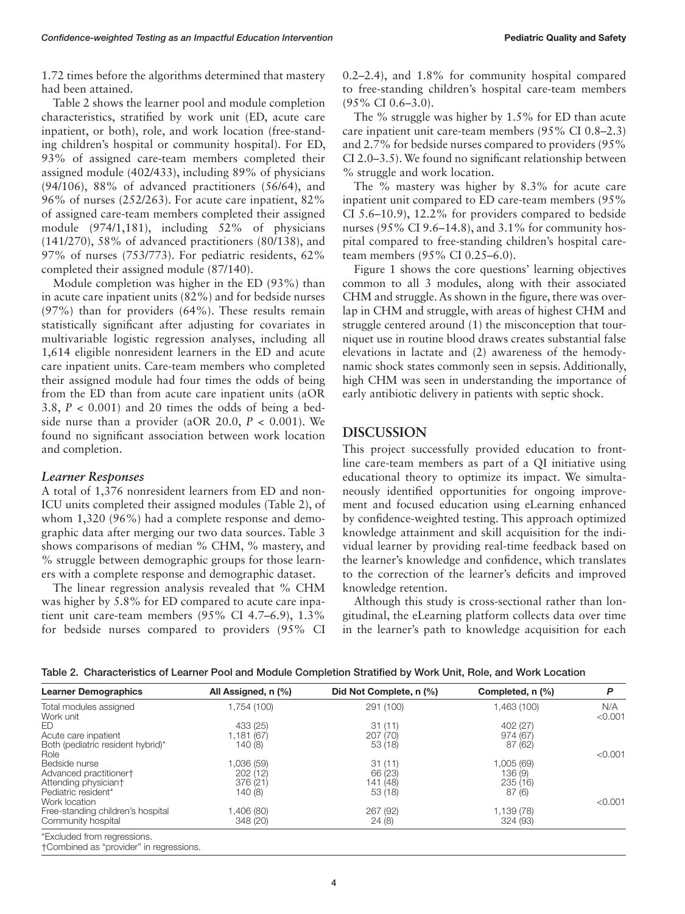1.72 times before the algorithms determined that mastery had been attained.

Table 2 shows the learner pool and module completion characteristics, stratified by work unit (ED, acute care inpatient, or both), role, and work location (free-standing children's hospital or community hospital). For ED, 93% of assigned care-team members completed their assigned module (402/433), including 89% of physicians (94/106), 88% of advanced practitioners (56/64), and 96% of nurses (252/263). For acute care inpatient, 82% of assigned care-team members completed their assigned module (974/1,181), including 52% of physicians (141/270), 58% of advanced practitioners (80/138), and 97% of nurses (753/773). For pediatric residents, 62% completed their assigned module (87/140).

Module completion was higher in the ED (93%) than in acute care inpatient units (82%) and for bedside nurses (97%) than for providers (64%). These results remain statistically significant after adjusting for covariates in multivariable logistic regression analyses, including all 1,614 eligible nonresident learners in the ED and acute care inpatient units. Care-team members who completed their assigned module had four times the odds of being from the ED than from acute care inpatient units (aOR 3.8, $P < 0.001$) and 20 times the odds of being a bedside nurse than a provider (aOR 20.0, $P < 0.001$). We found no significant association between work location and completion.

### *Learner Responses*

A total of 1,376 nonresident learners from ED and non-ICU units completed their assigned modules (Table 2), of whom 1,320 (96%) had a complete response and demographic data after merging our two data sources. Table 3 shows comparisons of median % CHM, % mastery, and % struggle between demographic groups for those learners with a complete response and demographic dataset.

The linear regression analysis revealed that % CHM was higher by 5.8% for ED compared to acute care inpatient unit care-team members (95% CI 4.7–6.9), 1.3% for bedside nurses compared to providers (95% CI 0.2–2.4), and 1.8% for community hospital compared to free-standing children's hospital care-team members (95% CI 0.6–3.0).

The % struggle was higher by 1.5% for ED than acute care inpatient unit care-team members (95% CI 0.8–2.3) and 2.7% for bedside nurses compared to providers (95% CI 2.0–3.5). We found no significant relationship between % struggle and work location.

The % mastery was higher by 8.3% for acute care inpatient unit compared to ED care-team members (95% CI 5.6–10.9), 12.2% for providers compared to bedside nurses (95% CI 9.6–14.8), and 3.1% for community hospital compared to free-standing children's hospital care-team members (95% CI 0.25–6.0).

Figure 1 shows the core questions' learning objectives common to all 3 modules, along with their associated CHM and struggle. As shown in the figure, there was overlap in CHM and struggle, with areas of highest CHM and struggle centered around (1) the misconception that tourniquet use in routine blood draws creates substantial false elevations in lactate and (2) awareness of the hemodynamic shock states commonly seen in sepsis. Additionally, high CHM was seen in understanding the importance of early antibiotic delivery in patients with septic shock.

## DISCUSSION

This project successfully provided education to frontline care-team members as part of a QI initiative using educational theory to optimize its impact. We simultaneously identified opportunities for ongoing improvement and focused education using eLearning enhanced by confidence-weighted testing. This approach optimized knowledge attainment and skill acquisition for the individual learner by providing real-time feedback based on the learner's knowledge and confidence, which translates to the correction of the learner's deficits and improved knowledge retention.

Although this study is cross-sectional rather than longitudinal, the eLearning platform collects data over time in the learner's path to knowledge acquisition for each

Table 2. Characteristics of Learner Pool and Module Completion Stratified by Work Unit, Role, and Work Location

| Learner Demographics | All Assigned, n (%) | Did Not Complete, n (%) | Completed, n (%) | *P* |
|---|---|---|---|---|
| Total modules assigned | 1,754 (100) | 291 (100) | 1,463 (100) | N/A |
| Work unit | | | | <0.001 |
| ED | 433 (25) | 31 (11) | 402 (27) | |
| Acute care inpatient | 1,181 (67) | 207 (70) | 974 (67) | |
| Both (pediatric resident hybrid)* | 140 (8) | 53 (18) | 87 (62) | |
| Role | | | | <0.001 |
| Bedside nurse | 1,036 (59) | 31 (11) | 1,005 (69) | |
| Advanced practitioner† | 202 (12) | 66 (23) | 136 (9) | |
| Attending physician† | 376 (21) | 141 (48) | 235 (16) | |
| Pediatric resident* | 140 (8) | 53 (18) | 87 (6) | |
| Work location | | | | <0.001 |
| Free-standing children's hospital | 1,406 (80) | 267 (92) | 1,139 (78) | |
| Community hospital | 348 (20) | 24 (8) | 324 (93) | |

*Excluded from regressions.
†Combined as "provider" in regressions.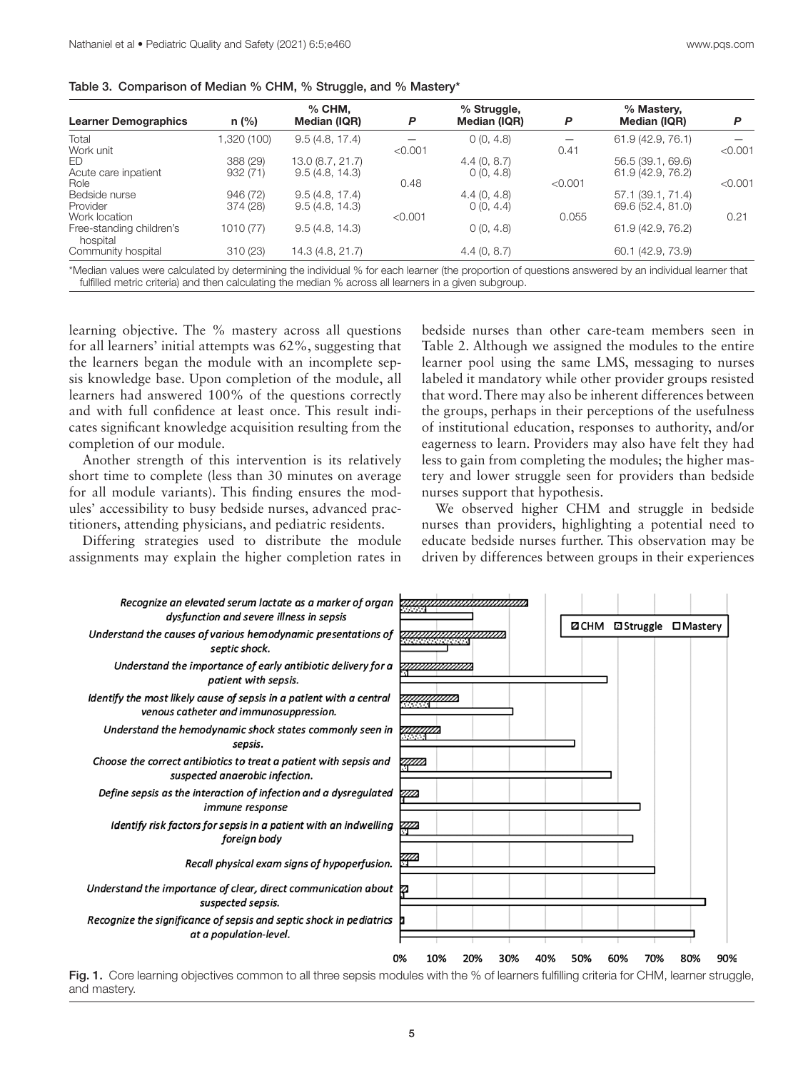Table 3. Comparison of Median % CHM, % Struggle, and % Mastery*

| Learner Demographics | n (%) | % CHM, Median (IQR) | P | % Struggle, Median (IQR) | P | % Mastery, Median (IQR) | P |
|---|---|---|---|---|---|---|---|
| Total | 1,320 (100) | 9.5 (4.8, 17.4) | — | 0 (0, 4.8) | — | 61.9 (42.9, 76.1) | — |
| Work unit | | | <0.001 | | 0.41 | | <0.001 |
| ED | 388 (29) | 13.0 (8.7, 21.7) | | 4.4 (0, 8.7) | | 56.5 (39.1, 69.6) | |
| Acute care inpatient | 932 (71) | 9.5 (4.8, 14.3) | | 0 (0, 4.8) | | 61.9 (42.9, 76.2) | |
| Role | | | 0.48 | | <0.001 | | <0.001 |
| Bedside nurse | 946 (72) | 9.5 (4.8, 17.4) | | 4.4 (0, 4.8) | | 57.1 (39.1, 71.4) | |
| Provider | 374 (28) | 9.5 (4.8, 14.3) | | 0 (0, 4.4) | | 69.6 (52.4, 81.0) | |
| Work location | | | <0.001 | | 0.055 | | 0.21 |
| Free-standing children's hospital | 1010 (77) | 9.5 (4.8, 14.3) | | 0 (0, 4.8) | | 61.9 (42.9, 76.2) | |
| Community hospital | 310 (23) | 14.3 (4.8, 21.7) | | 4.4 (0, 8.7) | | 60.1 (42.9, 73.9) | |

*Median values were calculated by determining the individual % for each learner (the proportion of questions answered by an individual learner that fulfilled metric criteria) and then calculating the median % across all learners in a given subgroup.

learning objective. The % mastery across all questions for all learners' initial attempts was 62%, suggesting that the learners began the module with an incomplete sepsis knowledge base. Upon completion of the module, all learners had answered 100% of the questions correctly and with full confidence at least once. This result indicates significant knowledge acquisition resulting from the completion of our module.

Another strength of this intervention is its relatively short time to complete (less than 30 minutes on average for all module variants). This finding ensures the modules' accessibility to busy bedside nurses, advanced practitioners, attending physicians, and pediatric residents.

Differing strategies used to distribute the module assignments may explain the higher completion rates in bedside nurses than other care-team members seen in Table 2. Although we assigned the modules to the entire learner pool using the same LMS, messaging to nurses labeled it mandatory while other provider groups resisted that word. There may also be inherent differences between the groups, perhaps in their perceptions of the usefulness of institutional education, responses to authority, and/or eagerness to learn. Providers may also have felt they had less to gain from completing the modules; the higher mastery and lower struggle seen for providers than bedside nurses support that hypothesis.

We observed higher CHM and struggle in bedside nurses than providers, highlighting a potential need to educate bedside nurses further. This observation may be driven by differences between groups in their experiences

Fig. 1. Core learning objectives common to all three sepsis modules with the % of learners fulfilling criteria for CHM, learner struggle, and mastery.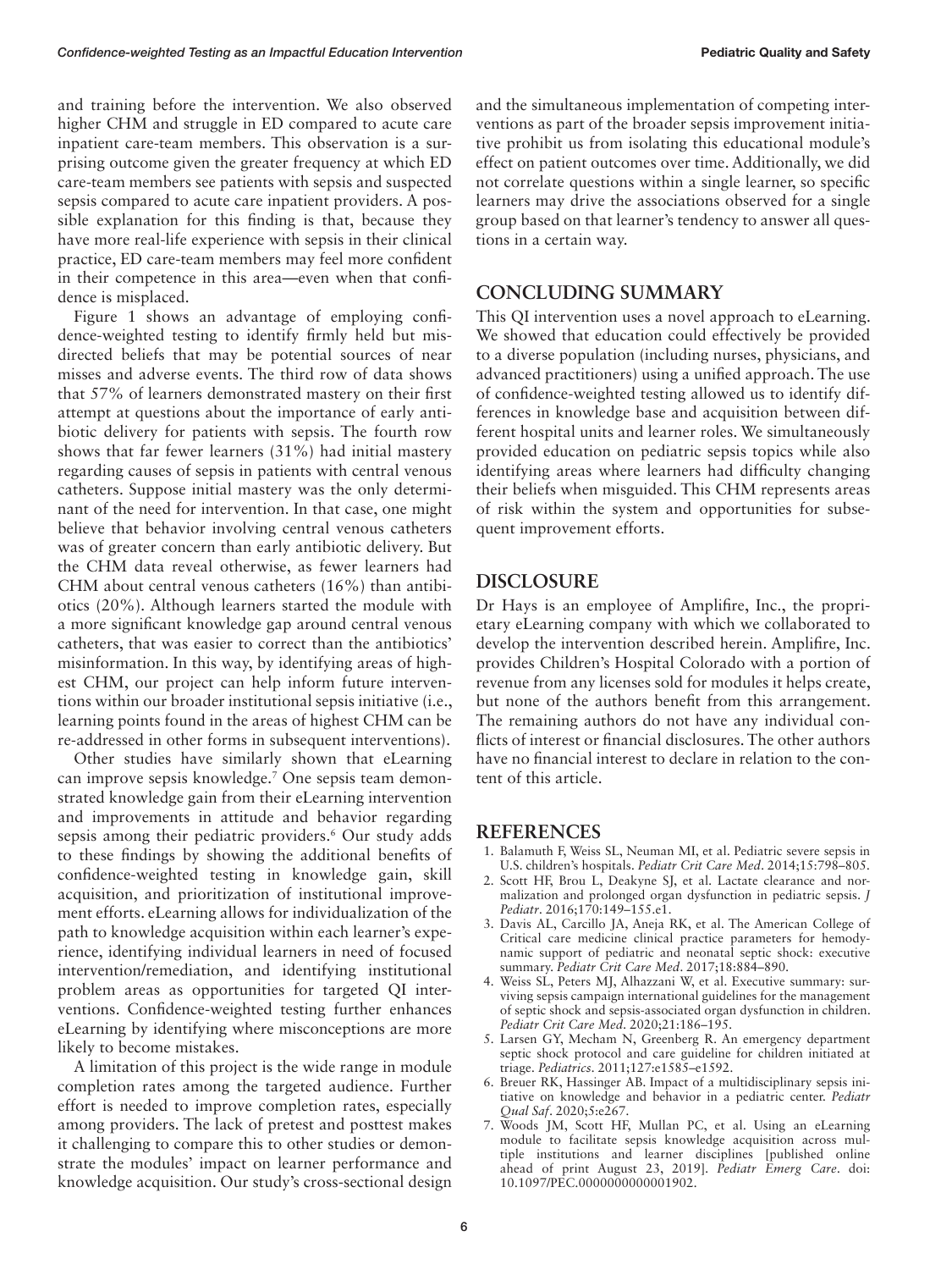and training before the intervention. We also observed higher CHM and struggle in ED compared to acute care inpatient care-team members. This observation is a surprising outcome given the greater frequency at which ED care-team members see patients with sepsis and suspected sepsis compared to acute care inpatient providers. A possible explanation for this finding is that, because they have more real-life experience with sepsis in their clinical practice, ED care-team members may feel more confident in their competence in this area—even when that confidence is misplaced.

Figure 1 shows an advantage of employing confidence-weighted testing to identify firmly held but misdirected beliefs that may be potential sources of near misses and adverse events. The third row of data shows that 57% of learners demonstrated mastery on their first attempt at questions about the importance of early antibiotic delivery for patients with sepsis. The fourth row shows that far fewer learners (31%) had initial mastery regarding causes of sepsis in patients with central venous catheters. Suppose initial mastery was the only determinant of the need for intervention. In that case, one might believe that behavior involving central venous catheters was of greater concern than early antibiotic delivery. But the CHM data reveal otherwise, as fewer learners had CHM about central venous catheters (16%) than antibiotics (20%). Although learners started the module with a more significant knowledge gap around central venous catheters, that was easier to correct than the antibiotics' misinformation. In this way, by identifying areas of highest CHM, our project can help inform future interventions within our broader institutional sepsis initiative (i.e., learning points found in the areas of highest CHM can be re-addressed in other forms in subsequent interventions).

Other studies have similarly shown that eLearning can improve sepsis knowledge.[7] One sepsis team demonstrated knowledge gain from their eLearning intervention and improvements in attitude and behavior regarding sepsis among their pediatric providers.[6] Our study adds to these findings by showing the additional benefits of confidence-weighted testing in knowledge gain, skill acquisition, and prioritization of institutional improvement efforts. eLearning allows for individualization of the path to knowledge acquisition within each learner's experience, identifying individual learners in need of focused intervention/remediation, and identifying institutional problem areas as opportunities for targeted QI interventions. Confidence-weighted testing further enhances eLearning by identifying where misconceptions are more likely to become mistakes.

A limitation of this project is the wide range in module completion rates among the targeted audience. Further effort is needed to improve completion rates, especially among providers. The lack of pretest and posttest makes it challenging to compare this to other studies or demonstrate the modules' impact on learner performance and knowledge acquisition. Our study's cross-sectional design and the simultaneous implementation of competing interventions as part of the broader sepsis improvement initiative prohibit us from isolating this educational module's effect on patient outcomes over time. Additionally, we did not correlate questions within a single learner, so specific learners may drive the associations observed for a single group based on that learner's tendency to answer all questions in a certain way.

## CONCLUDING SUMMARY

This QI intervention uses a novel approach to eLearning. We showed that education could effectively be provided to a diverse population (including nurses, physicians, and advanced practitioners) using a unified approach. The use of confidence-weighted testing allowed us to identify differences in knowledge base and acquisition between different hospital units and learner roles. We simultaneously provided education on pediatric sepsis topics while also identifying areas where learners had difficulty changing their beliefs when misguided. This CHM represents areas of risk within the system and opportunities for subsequent improvement efforts.

## DISCLOSURE

Dr Hays is an employee of Amplifire, Inc., the proprietary eLearning company with which we collaborated to develop the intervention described herein. Amplifire, Inc. provides Children's Hospital Colorado with a portion of revenue from any licenses sold for modules it helps create, but none of the authors benefit from this arrangement. The remaining authors do not have any individual conflicts of interest or financial disclosures. The other authors have no financial interest to declare in relation to the content of this article.

## REFERENCES

1. Balamuth F, Weiss SL, Neuman MI, et al. Pediatric severe sepsis in U.S. children's hospitals. *Pediatr Crit Care Med*. 2014;15:798–805.
2. Scott HF, Brou L, Deakyne SJ, et al. Lactate clearance and normalization and prolonged organ dysfunction in pediatric sepsis. *J Pediatr*. 2016;170:149–155.e1.
3. Davis AL, Carcillo JA, Aneja RK, et al. The American College of Critical care medicine clinical practice parameters for hemodynamic support of pediatric and neonatal septic shock: executive summary. *Pediatr Crit Care Med*. 2017;18:884–890.
4. Weiss SL, Peters MJ, Alhazzani W, et al. Executive summary: surviving sepsis campaign international guidelines for the management of septic shock and sepsis-associated organ dysfunction in children. *Pediatr Crit Care Med*. 2020;21:186–195.
5. Larsen GY, Mecham N, Greenberg R. An emergency department septic shock protocol and care guideline for children initiated at triage. *Pediatrics*. 2011;127:e1585–e1592.
6. Breuer RK, Hassinger AB. Impact of a multidisciplinary sepsis initiative on knowledge and behavior in a pediatric center. *Pediatr Qual Saf*. 2020;5:e267.
7. Woods JM, Scott HF, Mullan PC, et al. Using an eLearning module to facilitate sepsis knowledge acquisition across multiple institutions and learner disciplines [published online ahead of print August 23, 2019]. *Pediatr Emerg Care*. doi: 10.1097/PEC.0000000000001902.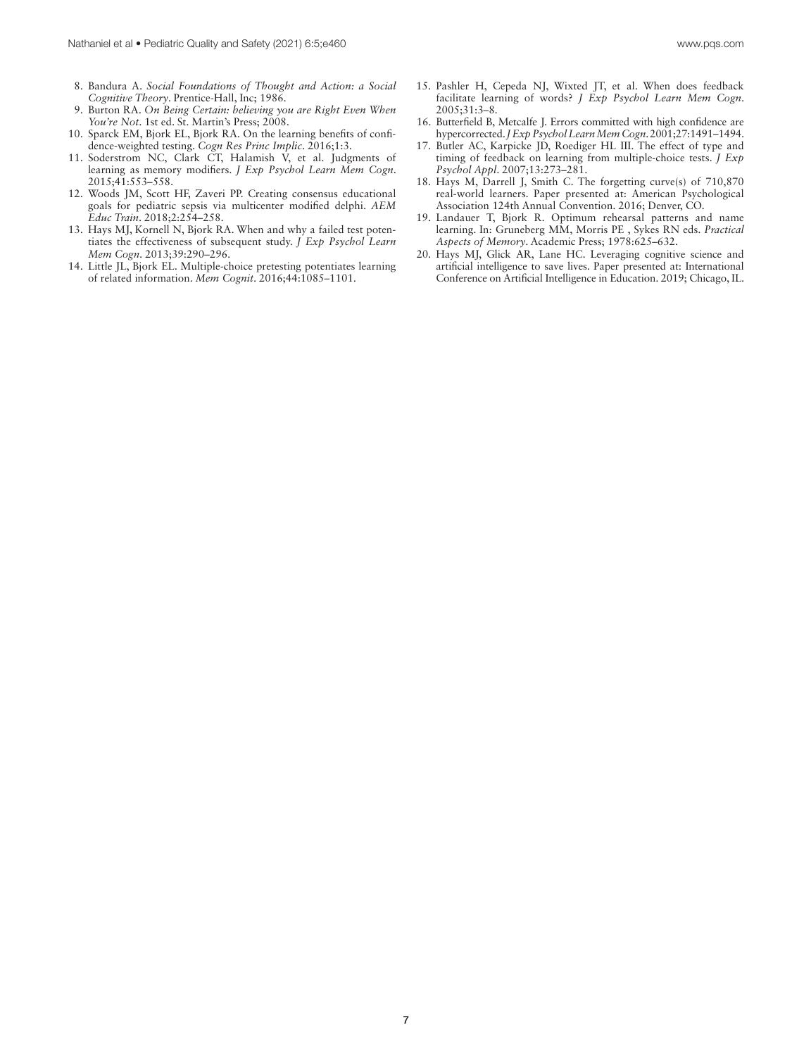8. Bandura A. *Social Foundations of Thought and Action: a Social Cognitive Theory*. Prentice-Hall, Inc; 1986.
9. Burton RA. *On Being Certain: believing you are Right Even When You're Not*. 1st ed. St. Martin's Press; 2008.
10. Sparck EM, Bjork EL, Bjork RA. On the learning benefits of confidence-weighted testing. *Cogn Res Princ Implic*. 2016;1:3.
11. Soderstrom NC, Clark CT, Halamish V, et al. Judgments of learning as memory modifiers. *J Exp Psychol Learn Mem Cogn*. 2015;41:553–558.
12. Woods JM, Scott HF, Zaveri PP. Creating consensus educational goals for pediatric sepsis via multicenter modified delphi. *AEM Educ Train*. 2018;2:254–258.
13. Hays MJ, Kornell N, Bjork RA. When and why a failed test potentiates the effectiveness of subsequent study. *J Exp Psychol Learn Mem Cogn*. 2013;39:290–296.
14. Little JL, Bjork EL. Multiple-choice pretesting potentiates learning of related information. *Mem Cognit*. 2016;44:1085–1101.
15. Pashler H, Cepeda NJ, Wixted JT, et al. When does feedback facilitate learning of words? *J Exp Psychol Learn Mem Cogn*. 2005;31:3–8.
16. Butterfield B, Metcalfe J. Errors committed with high confidence are hypercorrected. *J Exp Psychol Learn Mem Cogn*. 2001;27:1491–1494.
17. Butler AC, Karpicke JD, Roediger HL III. The effect of type and timing of feedback on learning from multiple-choice tests. *J Exp Psychol Appl*. 2007;13:273–281.
18. Hays M, Darrell J, Smith C. The forgetting curve(s) of 710,870 real-world learners. Paper presented at: American Psychological Association 124th Annual Convention. 2016; Denver, CO.
19. Landauer T, Bjork R. Optimum rehearsal patterns and name learning. In: Gruneberg MM, Morris PE , Sykes RN eds. *Practical Aspects of Memory*. Academic Press; 1978:625–632.
20. Hays MJ, Glick AR, Lane HC. Leveraging cognitive science and artificial intelligence to save lives. Paper presented at: International Conference on Artificial Intelligence in Education. 2019; Chicago, IL.